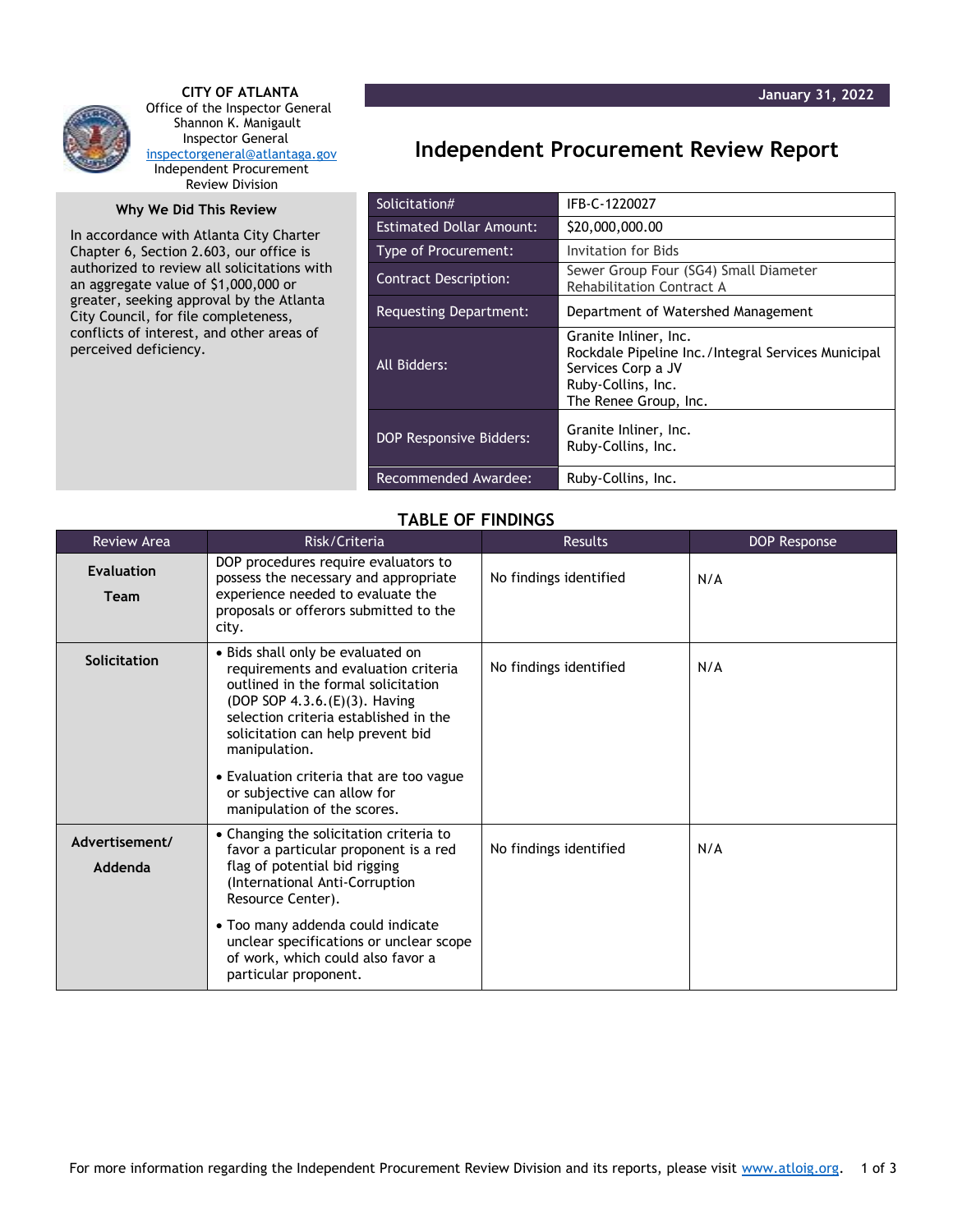**CITY OF ATLANTA**
Office of the Inspector General
Shannon K. Manigault
Inspector General
inspectorgeneral@atlantaga.gov
Independent Procurement Review Division

January 31, 2022

# Independent Procurement Review Report

### Why We Did This Review

In accordance with Atlanta City Charter Chapter 6, Section 2.603, our office is authorized to review all solicitations with an aggregate value of $1,000,000 or greater, seeking approval by the Atlanta City Council, for file completeness, conflicts of interest, and other areas of perceived deficiency.

| | |
|---|---|
| Solicitation# | IFB-C-1220027 |
| Estimated Dollar Amount: | $20,000,000.00 |
| Type of Procurement: | Invitation for Bids |
| Contract Description: | Sewer Group Four (SG4) Small Diameter Rehabilitation Contract A |
| Requesting Department: | Department of Watershed Management |
| All Bidders: | Granite Inliner, Inc.<br>Rockdale Pipeline Inc./Integral Services Municipal Services Corp a JV<br>Ruby-Collins, Inc.<br>The Renee Group, Inc. |
| DOP Responsive Bidders: | Granite Inliner, Inc.<br>Ruby-Collins, Inc. |
| Recommended Awardee: | Ruby-Collins, Inc. |

## TABLE OF FINDINGS

| Review Area | Risk/Criteria | Results | DOP Response |
|---|---|---|---|
| **Evaluation Team** | DOP procedures require evaluators to possess the necessary and appropriate experience needed to evaluate the proposals or offerors submitted to the city. | No findings identified | N/A |
| **Solicitation** | • Bids shall only be evaluated on requirements and evaluation criteria outlined in the formal solicitation (DOP SOP 4.3.6.(E)(3). Having selection criteria established in the solicitation can help prevent bid manipulation.<br>• Evaluation criteria that are too vague or subjective can allow for manipulation of the scores. | No findings identified | N/A |
| **Advertisement/ Addenda** | • Changing the solicitation criteria to favor a particular proponent is a red flag of potential bid rigging (International Anti-Corruption Resource Center).<br>• Too many addenda could indicate unclear specifications or unclear scope of work, which could also favor a particular proponent. | No findings identified | N/A |

For more information regarding the Independent Procurement Review Division and its reports, please visit www.atloig.org.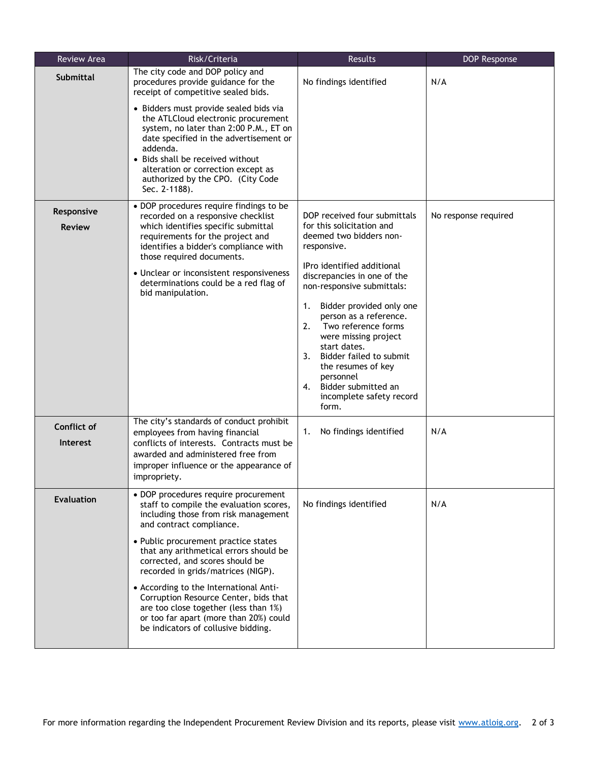| Review Area | Risk/Criteria | Results | DOP Response |
| --- | --- | --- | --- |
| **Submittal** | The city code and DOP policy and procedures provide guidance for the receipt of competitive sealed bids.<br>• Bidders must provide sealed bids via the ATLCloud electronic procurement system, no later than 2:00 P.M., ET on date specified in the advertisement or addenda.<br>• Bids shall be received without alteration or correction except as authorized by the CPO. (City Code Sec. 2-1188). | No findings identified | N/A |
| **Responsive Review** | • DOP procedures require findings to be recorded on a responsive checklist which identifies specific submittal requirements for the project and identifies a bidder's compliance with those required documents.<br>• Unclear or inconsistent responsiveness determinations could be a red flag of bid manipulation. | DOP received four submittals for this solicitation and deemed two bidders non-responsive.<br>IPro identified additional discrepancies in one of the non-responsive submittals:<br>1. Bidder provided only one person as a reference.<br>2. Two reference forms were missing project start dates.<br>3. Bidder failed to submit the resumes of key personnel<br>4. Bidder submitted an incomplete safety record form. | No response required |
| **Conflict of Interest** | The city's standards of conduct prohibit employees from having financial conflicts of interests. Contracts must be awarded and administered free from improper influence or the appearance of impropriety. | 1. No findings identified | N/A |
| **Evaluation** | • DOP procedures require procurement staff to compile the evaluation scores, including those from risk management and contract compliance.<br>• Public procurement practice states that any arithmetical errors should be corrected, and scores should be recorded in grids/matrices (NIGP).<br>• According to the International Anti-Corruption Resource Center, bids that are too close together (less than 1%) or too far apart (more than 20%) could be indicators of collusive bidding. | No findings identified | N/A |

For more information regarding the Independent Procurement Review Division and its reports, please visit www.atloig.org.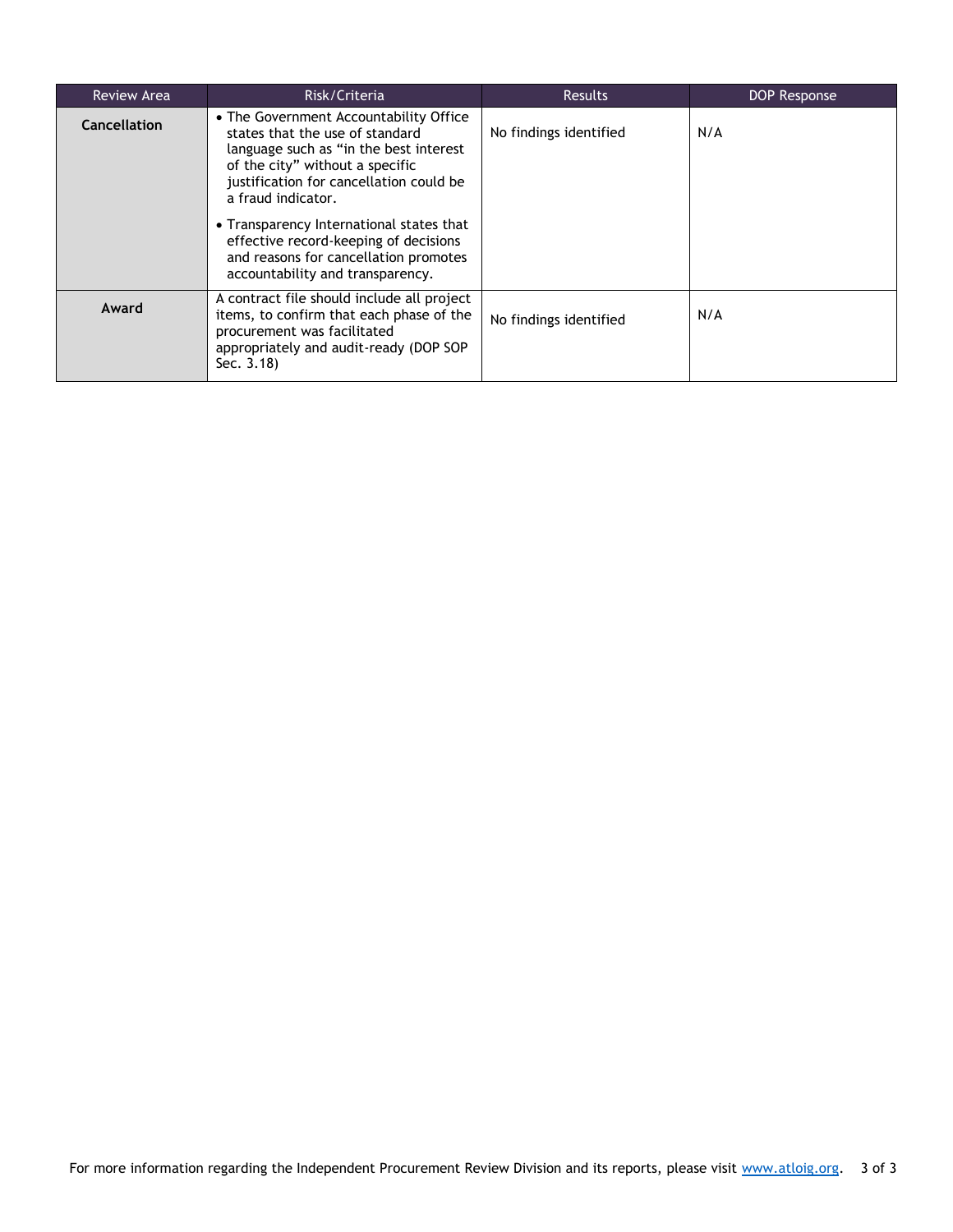| Review Area | Risk/Criteria | Results | DOP Response |
|---|---|---|---|
| **Cancellation** | • The Government Accountability Office states that the use of standard language such as "in the best interest of the city" without a specific justification for cancellation could be a fraud indicator.<br>• Transparency International states that effective record-keeping of decisions and reasons for cancellation promotes accountability and transparency. | No findings identified | N/A |
| **Award** | A contract file should include all project items, to confirm that each phase of the procurement was facilitated appropriately and audit-ready (DOP SOP Sec. 3.18) | No findings identified | N/A |

For more information regarding the Independent Procurement Review Division and its reports, please visit [www.atloig.org](http://www.atloig.org).